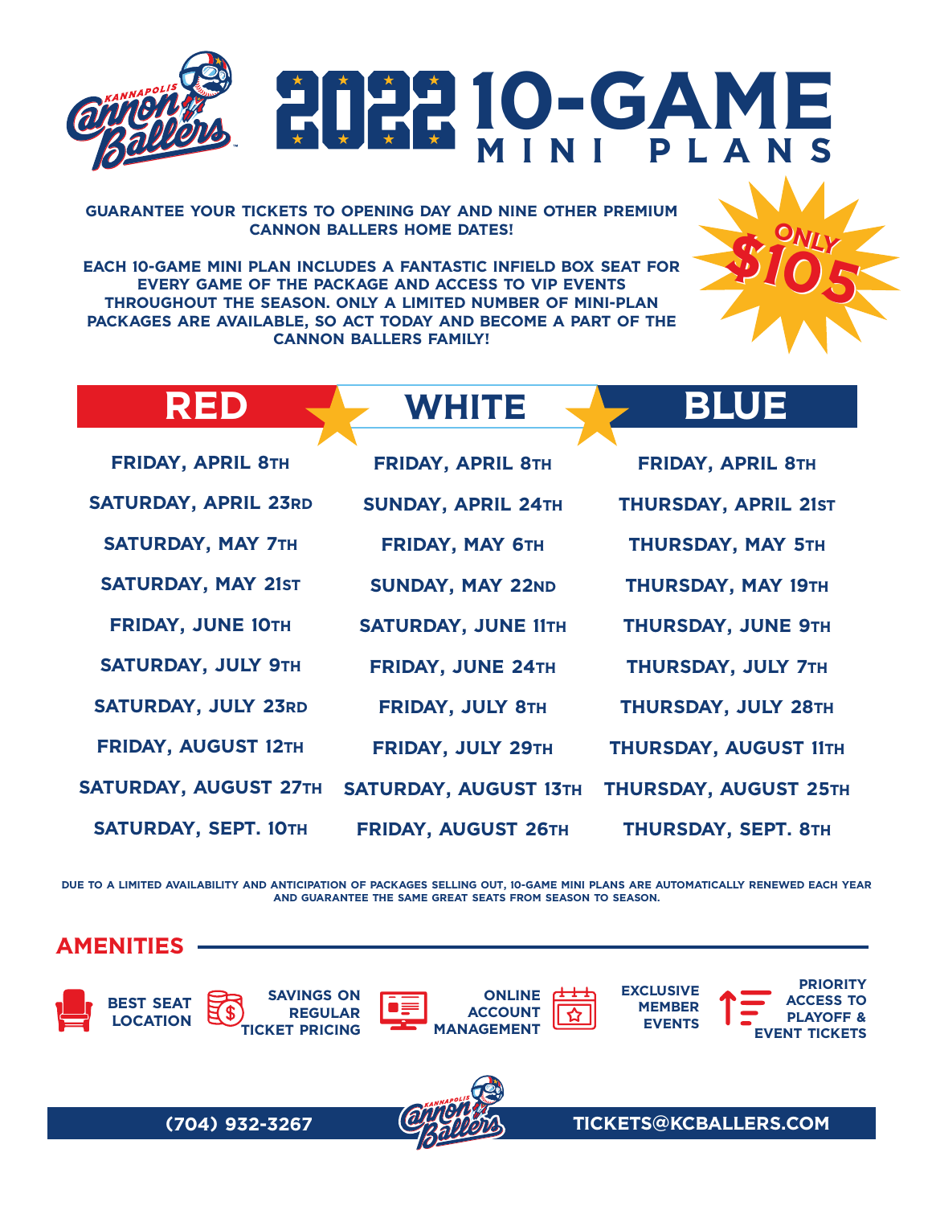# 2022 10-GAME MINI PLANS

**GUARANTEE YOUR TICKETS TO OPENING DAY AND NINE OTHER PREMIUM CANNON BALLERS HOME DATES!**

**EACH 10-GAME MINI PLAN INCLUDES A FANTASTIC INFIELD BOX SEAT FOR EVERY GAME OF THE PACKAGE AND ACCESS TO VIP EVENTS THROUGHOUT THE SEASON. ONLY A LIMITED NUMBER OF MINI-PLAN PACKAGES ARE AVAILABLE, SO ACT TODAY AND BECOME A PART OF THE CANNON BALLERS FAMILY!**

**ONLY $105**

| RED | WHITE | BLUE |
|---|---|---|
| FRIDAY, APRIL 8TH | FRIDAY, APRIL 8TH | FRIDAY, APRIL 8TH |
| SATURDAY, APRIL 23RD | SUNDAY, APRIL 24TH | THURSDAY, APRIL 21ST |
| SATURDAY, MAY 7TH | FRIDAY, MAY 6TH | THURSDAY, MAY 5TH |
| SATURDAY, MAY 21ST | SUNDAY, MAY 22ND | THURSDAY, MAY 19TH |
| FRIDAY, JUNE 10TH | SATURDAY, JUNE 11TH | THURSDAY, JUNE 9TH |
| SATURDAY, JULY 9TH | FRIDAY, JUNE 24TH | THURSDAY, JULY 7TH |
| SATURDAY, JULY 23RD | FRIDAY, JULY 8TH | THURSDAY, JULY 28TH |
| FRIDAY, AUGUST 12TH | FRIDAY, JULY 29TH | THURSDAY, AUGUST 11TH |
| SATURDAY, AUGUST 27TH | SATURDAY, AUGUST 13TH | THURSDAY, AUGUST 25TH |
| SATURDAY, SEPT. 10TH | FRIDAY, AUGUST 26TH | THURSDAY, SEPT. 8TH |

DUE TO A LIMITED AVAILABILITY AND ANTICIPATION OF PACKAGES SELLING OUT, 10-GAME MINI PLANS ARE AUTOMATICALLY RENEWED EACH YEAR AND GUARANTEE THE SAME GREAT SEATS FROM SEASON TO SEASON.

## AMENITIES

- BEST SEAT LOCATION
- SAVINGS ON REGULAR TICKET PRICING
- ONLINE ACCOUNT MANAGEMENT
- EXCLUSIVE MEMBER EVENTS
- PRIORITY ACCESS TO PLAYOFF & EVENT TICKETS

(704) 932-3267 | TICKETS@KCBALLERS.COM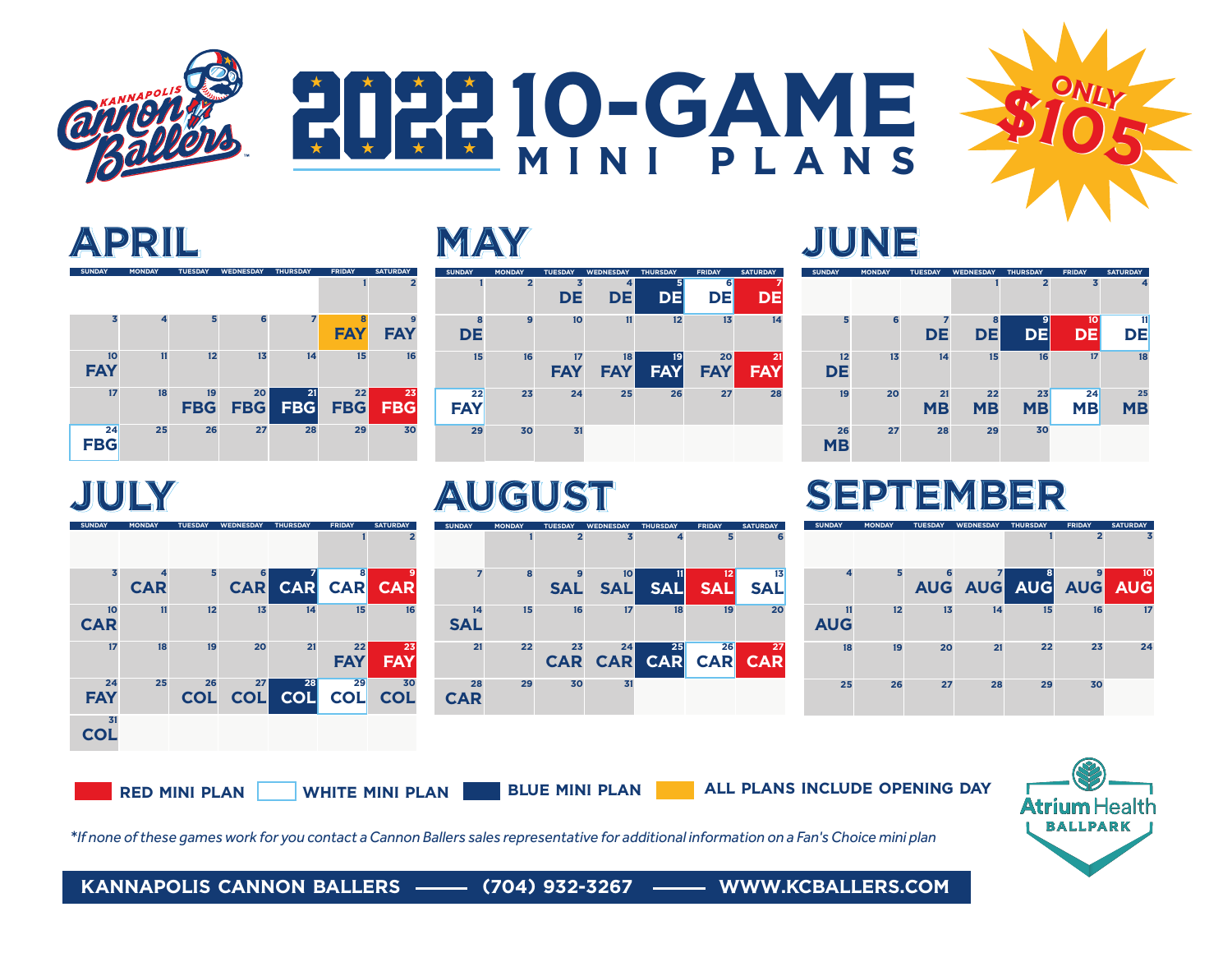# KANNAPOLIS Cannon Ballers

# 2022 10-GAME MINI PLANS

**ONLY $105**

## APRIL

| SUNDAY | MONDAY | TUESDAY | WEDNESDAY | THURSDAY | FRIDAY | SATURDAY |
|---|---|---|---|---|---|---|
| | | | | | 1 | 2 |
| 3 | 4 | 5 | 6 | 7 | 8 FAY | 9 FAY |
| 10 FAY | 11 | 12 | 13 | 14 | 15 | 16 |
| 17 | 18 | 19 FBG | 20 FBG | 21 FBG | 22 FBG | 23 FBG |
| 24 FBG | 25 | 26 | 27 | 28 | 29 | 30 |

## MAY

| SUNDAY | MONDAY | TUESDAY | WEDNESDAY | THURSDAY | FRIDAY | SATURDAY |
|---|---|---|---|---|---|---|
| 1 | 2 | 3 DE | 4 DE | 5 DE | 6 DE | 7 DE |
| 8 DE | 9 | 10 | 11 | 12 | 13 | 14 |
| 15 | 16 | 17 FAY | 18 FAY | 19 FAY | 20 FAY | 21 FAY |
| 22 FAY | 23 | 24 | 25 | 26 | 27 | 28 |
| 29 | 30 | 31 | | | | |

## JUNE

| SUNDAY | MONDAY | TUESDAY | WEDNESDAY | THURSDAY | FRIDAY | SATURDAY |
|---|---|---|---|---|---|---|
| | | | 1 | 2 | 3 | 4 |
| 5 | 6 | 7 DE | 8 DE | 9 DE | 10 DE | 11 DE |
| 12 DE | 13 | 14 | 15 | 16 | 17 | 18 |
| 19 | 20 | 21 MB | 22 MB | 23 MB | 24 MB | 25 MB |
| 26 MB | 27 | 28 | 29 | 30 | | |

## JULY

| SUNDAY | MONDAY | TUESDAY | WEDNESDAY | THURSDAY | FRIDAY | SATURDAY |
|---|---|---|---|---|---|---|
| | | | | | 1 | 2 |
| 3 | 4 CAR | 5 | 6 CAR | 7 CAR | 8 CAR | 9 CAR |
| 10 CAR | 11 | 12 | 13 | 14 | 15 | 16 |
| 17 | 18 | 19 | 20 | 21 | 22 FAY | 23 FAY |
| 24 FAY | 25 | 26 COL | 27 COL | 28 COL | 29 COL | 30 COL |
| 31 COL | | | | | | |

## AUGUST

| SUNDAY | MONDAY | TUESDAY | WEDNESDAY | THURSDAY | FRIDAY | SATURDAY |
|---|---|---|---|---|---|---|
| | 1 | 2 | 3 | 4 | 5 | 6 |
| 7 | 8 | 9 SAL | 10 SAL | 11 SAL | 12 SAL | 13 SAL |
| 14 SAL | 15 | 16 | 17 | 18 | 19 | 20 |
| 21 | 22 | 23 CAR | 24 CAR | 25 CAR | 26 CAR | 27 CAR |
| 28 CAR | 29 | 30 | 31 | | | |

## SEPTEMBER

| SUNDAY | MONDAY | TUESDAY | WEDNESDAY | THURSDAY | FRIDAY | SATURDAY |
|---|---|---|---|---|---|---|
| | | | | 1 | 2 | 3 |
| 4 | 5 | 6 AUG | 7 AUG | 8 AUG | 9 AUG | 10 AUG |
| 11 AUG | 12 | 13 | 14 | 15 | 16 | 17 |
| 18 | 19 | 20 | 21 | 22 | 23 | 24 |
| 25 | 26 | 27 | 28 | 29 | 30 | |

RED MINI PLAN | WHITE MINI PLAN | BLUE MINI PLAN | ALL PLANS INCLUDE OPENING DAY

*If none of these games work for you contact a Cannon Ballers sales representative for additional information on a Fan's Choice mini plan*

Atrium Health BALLPARK

KANNAPOLIS CANNON BALLERS —— (704) 932-3267 —— WWW.KCBALLERS.COM